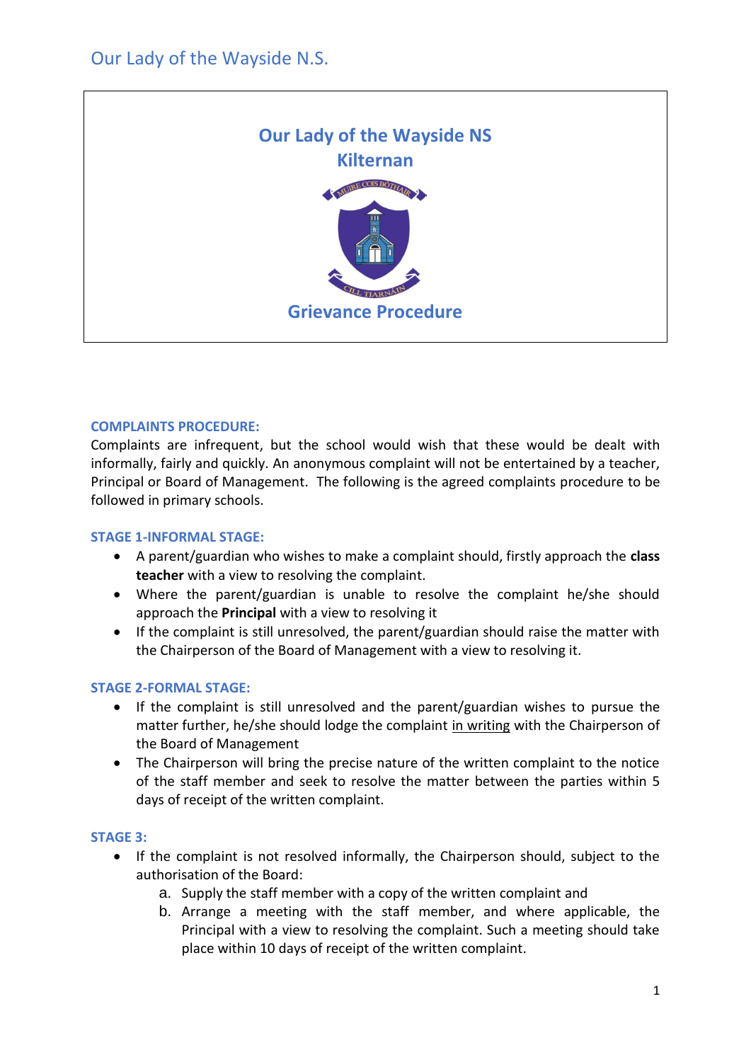# Our Lady of the Wayside NS
## Kilternan

## Grievance Procedure

### COMPLAINTS PROCEDURE:

Complaints are infrequent, but the school would wish that these would be dealt with informally, fairly and quickly. An anonymous complaint will not be entertained by a teacher, Principal or Board of Management. The following is the agreed complaints procedure to be followed in primary schools.

### STAGE 1-INFORMAL STAGE:

- A parent/guardian who wishes to make a complaint should, firstly approach the **class teacher** with a view to resolving the complaint.
- Where the parent/guardian is unable to resolve the complaint he/she should approach the **Principal** with a view to resolving it
- If the complaint is still unresolved, the parent/guardian should raise the matter with the Chairperson of the Board of Management with a view to resolving it.

### STAGE 2-FORMAL STAGE:

- If the complaint is still unresolved and the parent/guardian wishes to pursue the matter further, he/she should lodge the complaint <u>in writing</u> with the Chairperson of the Board of Management
- The Chairperson will bring the precise nature of the written complaint to the notice of the staff member and seek to resolve the matter between the parties within 5 days of receipt of the written complaint.

### STAGE 3:

- If the complaint is not resolved informally, the Chairperson should, subject to the authorisation of the Board:
  a. Supply the staff member with a copy of the written complaint and
  b. Arrange a meeting with the staff member, and where applicable, the Principal with a view to resolving the complaint. Such a meeting should take place within 10 days of receipt of the written complaint.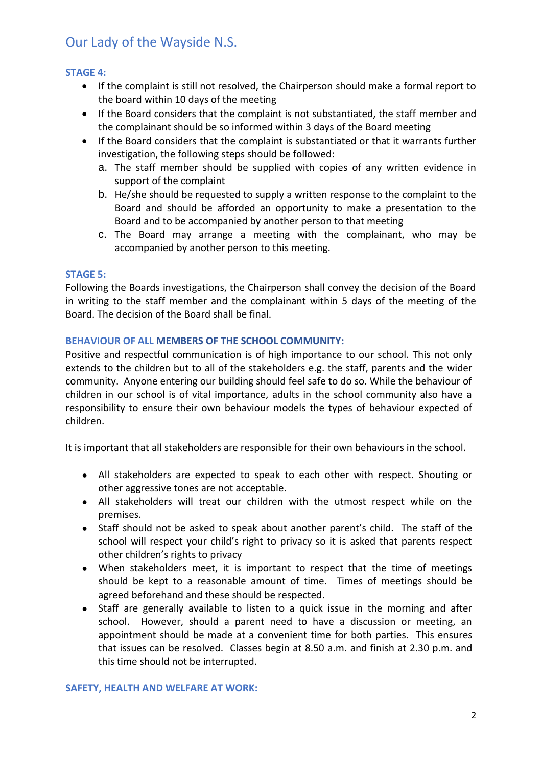### STAGE 4:

- If the complaint is still not resolved, the Chairperson should make a formal report to the board within 10 days of the meeting
- If the Board considers that the complaint is not substantiated, the staff member and the complainant should be so informed within 3 days of the Board meeting
- If the Board considers that the complaint is substantiated or that it warrants further investigation, the following steps should be followed:
  a. The staff member should be supplied with copies of any written evidence in support of the complaint
  b. He/she should be requested to supply a written response to the complaint to the Board and should be afforded an opportunity to make a presentation to the Board and to be accompanied by another person to that meeting
  c. The Board may arrange a meeting with the complainant, who may be accompanied by another person to this meeting.

### STAGE 5:

Following the Boards investigations, the Chairperson shall convey the decision of the Board in writing to the staff member and the complainant within 5 days of the meeting of the Board. The decision of the Board shall be final.

### BEHAVIOUR OF ALL MEMBERS OF THE SCHOOL COMMUNITY:

Positive and respectful communication is of high importance to our school. This not only extends to the children but to all of the stakeholders e.g. the staff, parents and the wider community. Anyone entering our building should feel safe to do so. While the behaviour of children in our school is of vital importance, adults in the school community also have a responsibility to ensure their own behaviour models the types of behaviour expected of children.

It is important that all stakeholders are responsible for their own behaviours in the school.

- All stakeholders are expected to speak to each other with respect. Shouting or other aggressive tones are not acceptable.
- All stakeholders will treat our children with the utmost respect while on the premises.
- Staff should not be asked to speak about another parent's child. The staff of the school will respect your child's right to privacy so it is asked that parents respect other children's rights to privacy
- When stakeholders meet, it is important to respect that the time of meetings should be kept to a reasonable amount of time. Times of meetings should be agreed beforehand and these should be respected.
- Staff are generally available to listen to a quick issue in the morning and after school. However, should a parent need to have a discussion or meeting, an appointment should be made at a convenient time for both parties. This ensures that issues can be resolved. Classes begin at 8.50 a.m. and finish at 2.30 p.m. and this time should not be interrupted.

### SAFETY, HEALTH AND WELFARE AT WORK: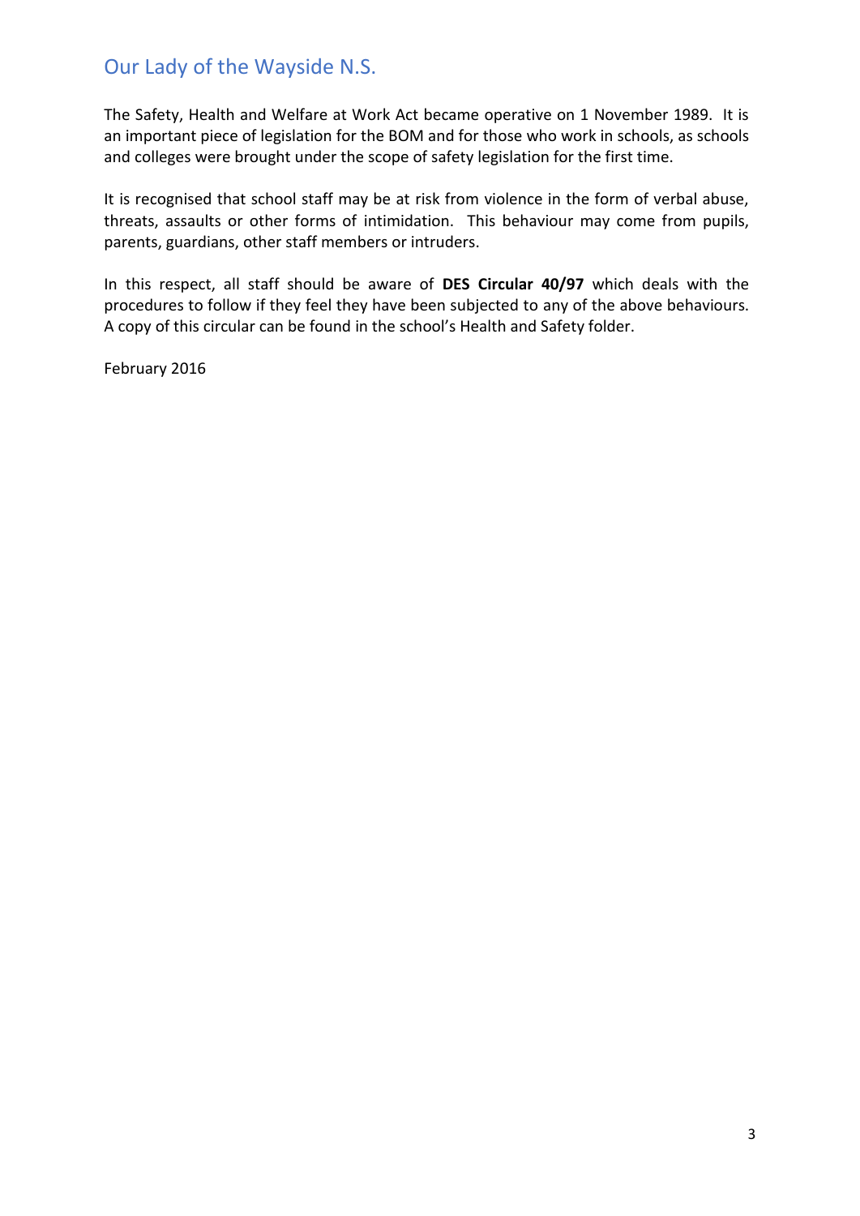## Our Lady of the Wayside N.S.

The Safety, Health and Welfare at Work Act became operative on 1 November 1989. It is an important piece of legislation for the BOM and for those who work in schools, as schools and colleges were brought under the scope of safety legislation for the first time.

It is recognised that school staff may be at risk from violence in the form of verbal abuse, threats, assaults or other forms of intimidation. This behaviour may come from pupils, parents, guardians, other staff members or intruders.

In this respect, all staff should be aware of **DES Circular 40/97** which deals with the procedures to follow if they feel they have been subjected to any of the above behaviours. A copy of this circular can be found in the school's Health and Safety folder.

February 2016